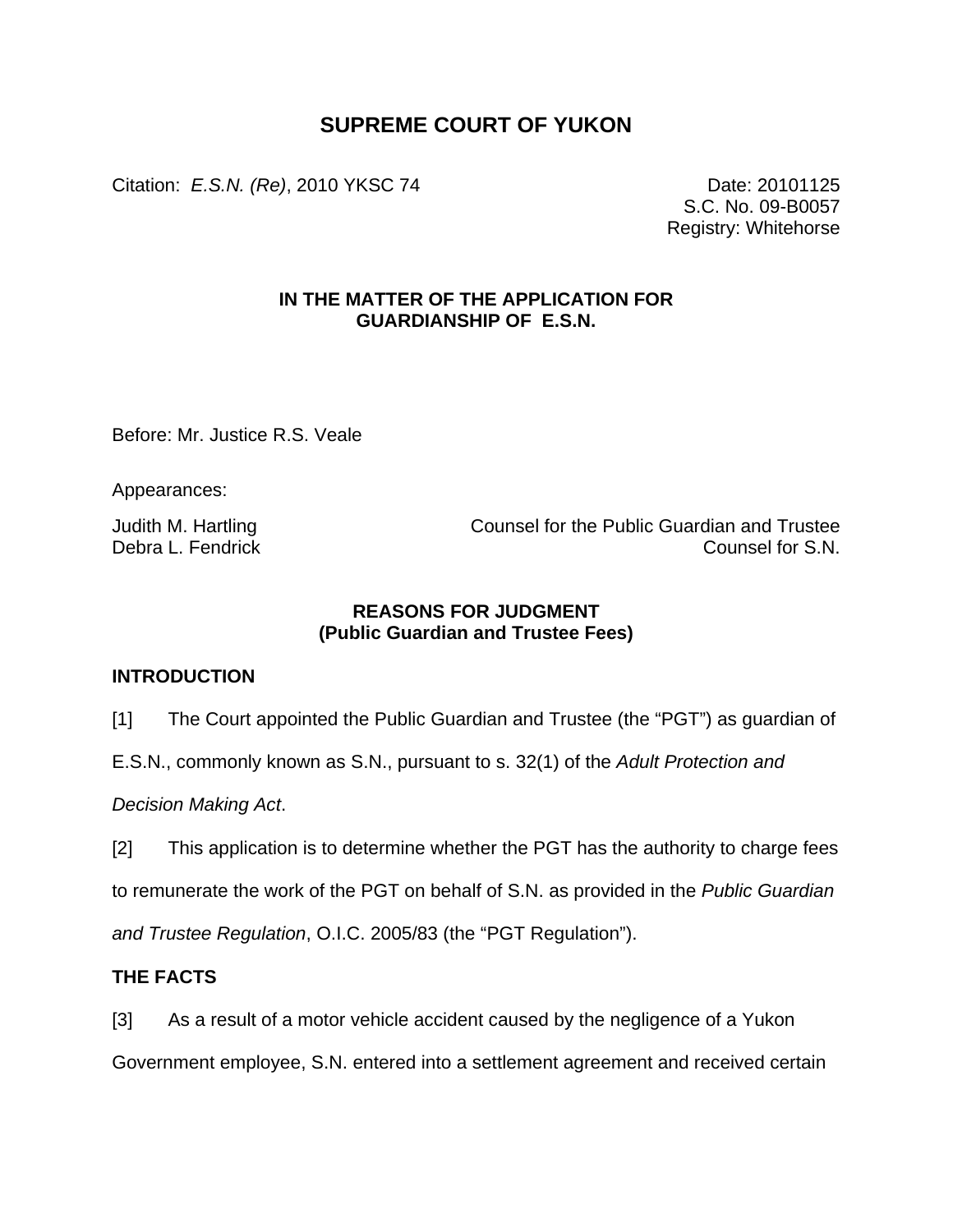# SUPREME COURT OF YUKON

Citation: *E.S.N. (Re)*, 2010 YKSC 74

Date: 20101125
S.C. No. 09-B0057
Registry: Whitehorse

**IN THE MATTER OF THE APPLICATION FOR GUARDIANSHIP OF E.S.N.**

Before: Mr. Justice R.S. Veale

Appearances:

Judith M. Hartling — Counsel for the Public Guardian and Trustee
Debra L. Fendrick — Counsel for S.N.

## REASONS FOR JUDGMENT
## (Public Guardian and Trustee Fees)

### INTRODUCTION

[1] The Court appointed the Public Guardian and Trustee (the "PGT") as guardian of E.S.N., commonly known as S.N., pursuant to s. 32(1) of the *Adult Protection and Decision Making Act*.

[2] This application is to determine whether the PGT has the authority to charge fees to remunerate the work of the PGT on behalf of S.N. as provided in the *Public Guardian and Trustee Regulation*, O.I.C. 2005/83 (the "PGT Regulation").

### THE FACTS

[3] As a result of a motor vehicle accident caused by the negligence of a Yukon Government employee, S.N. entered into a settlement agreement and received certain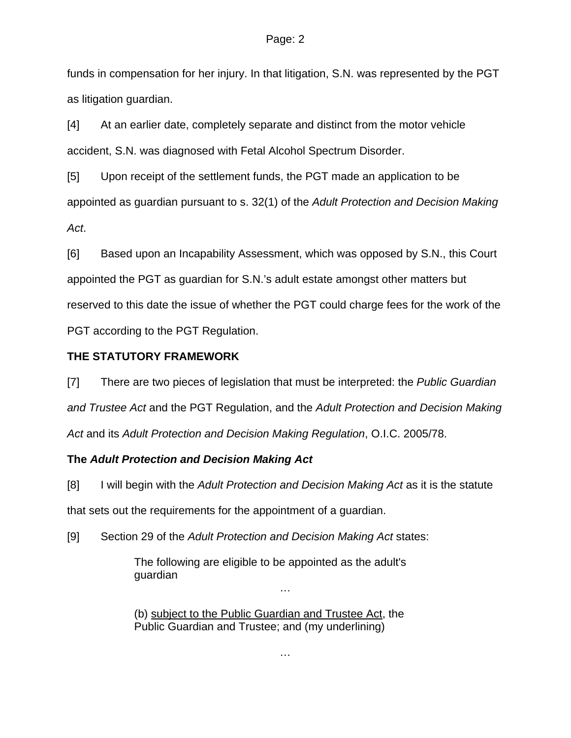funds in compensation for her injury. In that litigation, S.N. was represented by the PGT as litigation guardian.

[4] At an earlier date, completely separate and distinct from the motor vehicle accident, S.N. was diagnosed with Fetal Alcohol Spectrum Disorder.

[5] Upon receipt of the settlement funds, the PGT made an application to be appointed as guardian pursuant to s. 32(1) of the *Adult Protection and Decision Making Act*.

[6] Based upon an Incapability Assessment, which was opposed by S.N., this Court appointed the PGT as guardian for S.N.'s adult estate amongst other matters but reserved to this date the issue of whether the PGT could charge fees for the work of the PGT according to the PGT Regulation.

**THE STATUTORY FRAMEWORK**

[7] There are two pieces of legislation that must be interpreted: the *Public Guardian and Trustee Act* and the PGT Regulation, and the *Adult Protection and Decision Making Act* and its *Adult Protection and Decision Making Regulation*, O.I.C. 2005/78.

**The *Adult Protection and Decision Making Act***

[8] I will begin with the *Adult Protection and Decision Making Act* as it is the statute that sets out the requirements for the appointment of a guardian.

[9] Section 29 of the *Adult Protection and Decision Making Act* states:

> The following are eligible to be appointed as the adult's guardian
>
> …
>
> (b) <u>subject to the Public Guardian and Trustee Act</u>, the Public Guardian and Trustee; and (my underlining)
>
> …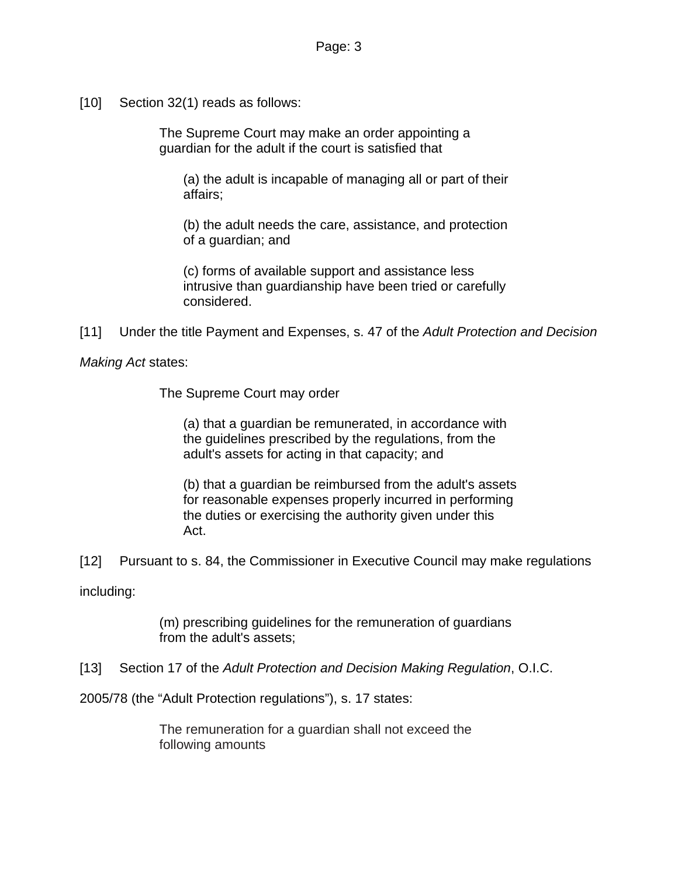[10] Section 32(1) reads as follows:

> The Supreme Court may make an order appointing a guardian for the adult if the court is satisfied that
>
> (a) the adult is incapable of managing all or part of their affairs;
>
> (b) the adult needs the care, assistance, and protection of a guardian; and
>
> (c) forms of available support and assistance less intrusive than guardianship have been tried or carefully considered.

[11] Under the title Payment and Expenses, s. 47 of the *Adult Protection and Decision Making Act* states:

> The Supreme Court may order
>
> (a) that a guardian be remunerated, in accordance with the guidelines prescribed by the regulations, from the adult's assets for acting in that capacity; and
>
> (b) that a guardian be reimbursed from the adult's assets for reasonable expenses properly incurred in performing the duties or exercising the authority given under this Act.

[12] Pursuant to s. 84, the Commissioner in Executive Council may make regulations including:

> (m) prescribing guidelines for the remuneration of guardians from the adult's assets;

[13] Section 17 of the *Adult Protection and Decision Making Regulation*, O.I.C. 2005/78 (the "Adult Protection regulations"), s. 17 states:

> The remuneration for a guardian shall not exceed the following amounts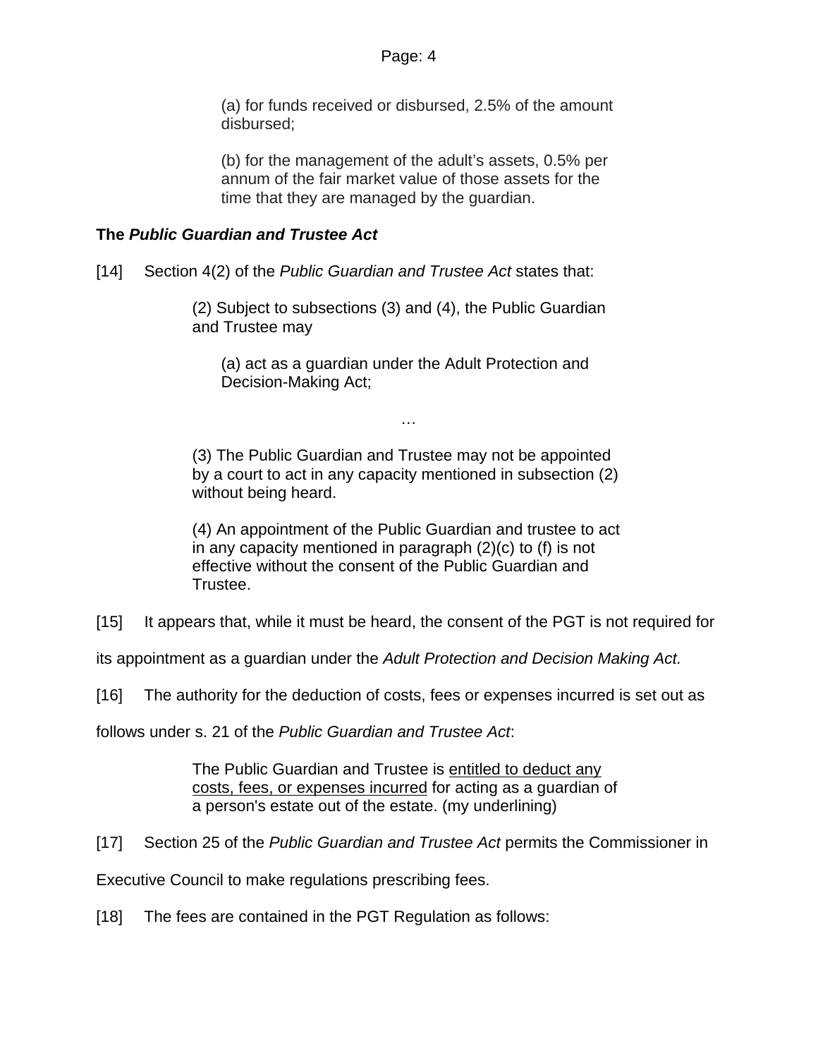> (a) for funds received or disbursed, 2.5% of the amount disbursed;
>
> (b) for the management of the adult's assets, 0.5% per annum of the fair market value of those assets for the time that they are managed by the guardian.

### The *Public Guardian and Trustee Act*

[14] Section 4(2) of the *Public Guardian and Trustee Act* states that:

> (2) Subject to subsections (3) and (4), the Public Guardian and Trustee may
>
> > (a) act as a guardian under the Adult Protection and Decision-Making Act;
>
> …
>
> (3) The Public Guardian and Trustee may not be appointed by a court to act in any capacity mentioned in subsection (2) without being heard.
>
> (4) An appointment of the Public Guardian and trustee to act in any capacity mentioned in paragraph (2)(c) to (f) is not effective without the consent of the Public Guardian and Trustee.

[15] It appears that, while it must be heard, the consent of the PGT is not required for its appointment as a guardian under the *Adult Protection and Decision Making Act.*

[16] The authority for the deduction of costs, fees or expenses incurred is set out as follows under s. 21 of the *Public Guardian and Trustee Act*:

> The Public Guardian and Trustee is <u>entitled to deduct any costs, fees, or expenses incurred</u> for acting as a guardian of a person's estate out of the estate. (my underlining)

[17] Section 25 of the *Public Guardian and Trustee Act* permits the Commissioner in Executive Council to make regulations prescribing fees.

[18] The fees are contained in the PGT Regulation as follows: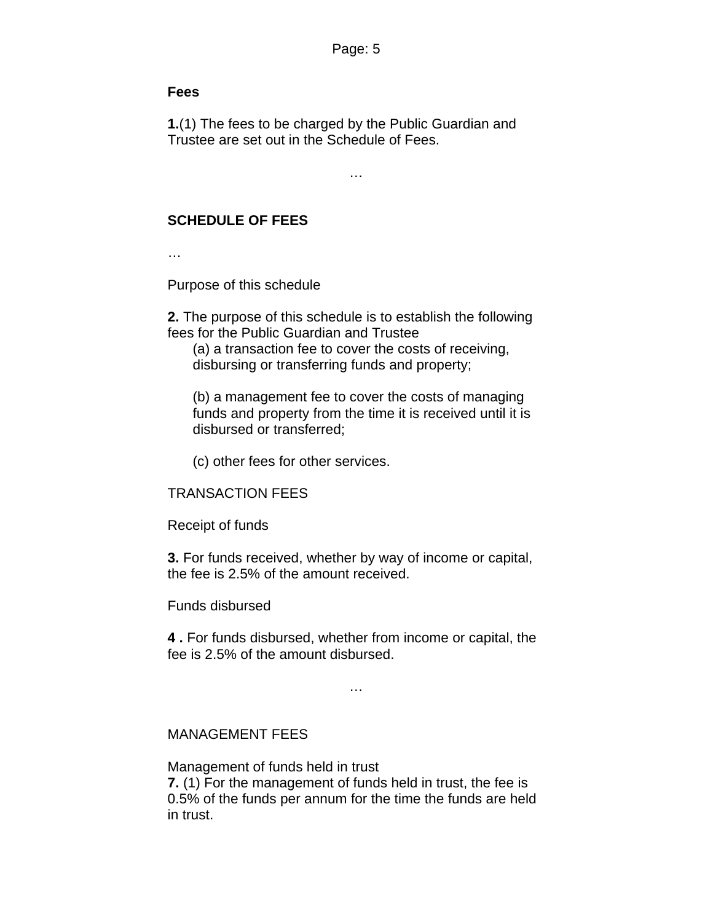**Fees**

**1.**(1) The fees to be charged by the Public Guardian and Trustee are set out in the Schedule of Fees.

…

**SCHEDULE OF FEES**

…

Purpose of this schedule

**2.** The purpose of this schedule is to establish the following fees for the Public Guardian and Trustee

(a) a transaction fee to cover the costs of receiving, disbursing or transferring funds and property;

(b) a management fee to cover the costs of managing funds and property from the time it is received until it is disbursed or transferred;

(c) other fees for other services.

TRANSACTION FEES

Receipt of funds

**3.** For funds received, whether by way of income or capital, the fee is 2.5% of the amount received.

Funds disbursed

**4 .** For funds disbursed, whether from income or capital, the fee is 2.5% of the amount disbursed.

…

MANAGEMENT FEES

Management of funds held in trust

**7.** (1) For the management of funds held in trust, the fee is 0.5% of the funds per annum for the time the funds are held in trust.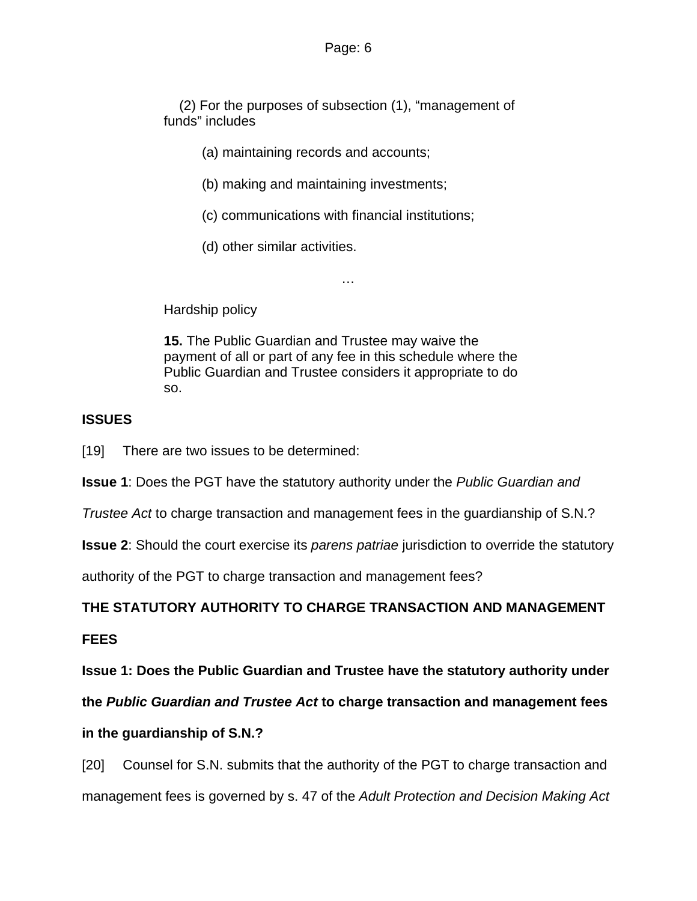(2) For the purposes of subsection (1), “management of funds” includes

(a) maintaining records and accounts;

(b) making and maintaining investments;

(c) communications with financial institutions;

(d) other similar activities.

…

Hardship policy

**15.** The Public Guardian and Trustee may waive the payment of all or part of any fee in this schedule where the Public Guardian and Trustee considers it appropriate to do so.

**ISSUES**

[19] There are two issues to be determined:

**Issue 1**: Does the PGT have the statutory authority under the *Public Guardian and Trustee Act* to charge transaction and management fees in the guardianship of S.N.?

**Issue 2**: Should the court exercise its *parens patriae* jurisdiction to override the statutory authority of the PGT to charge transaction and management fees?

**THE STATUTORY AUTHORITY TO CHARGE TRANSACTION AND MANAGEMENT FEES**

**Issue 1: Does the Public Guardian and Trustee have the statutory authority under the *Public Guardian and Trustee Act* to charge transaction and management fees in the guardianship of S.N.?**

[20] Counsel for S.N. submits that the authority of the PGT to charge transaction and management fees is governed by s. 47 of the *Adult Protection and Decision Making Act*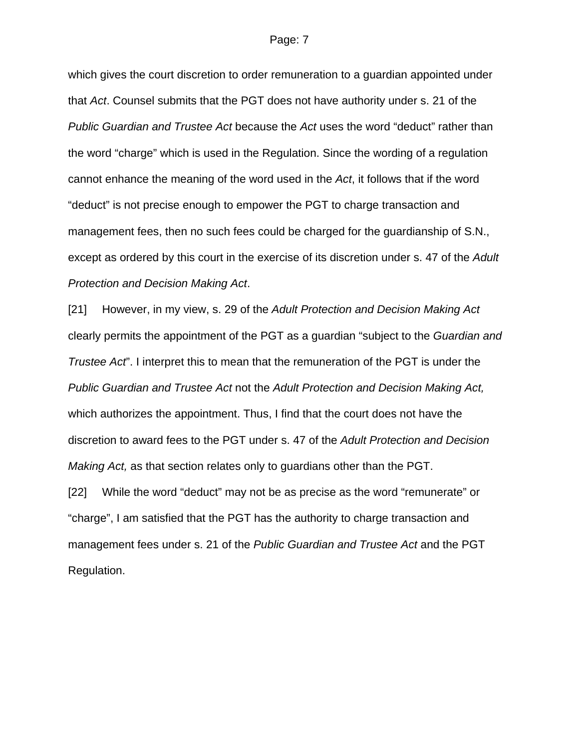which gives the court discretion to order remuneration to a guardian appointed under that *Act*. Counsel submits that the PGT does not have authority under s. 21 of the *Public Guardian and Trustee Act* because the *Act* uses the word “deduct” rather than the word “charge” which is used in the Regulation. Since the wording of a regulation cannot enhance the meaning of the word used in the *Act*, it follows that if the word “deduct” is not precise enough to empower the PGT to charge transaction and management fees, then no such fees could be charged for the guardianship of S.N., except as ordered by this court in the exercise of its discretion under s. 47 of the *Adult Protection and Decision Making Act*.

[21] However, in my view, s. 29 of the *Adult Protection and Decision Making Act* clearly permits the appointment of the PGT as a guardian “subject to the *Guardian and Trustee Act*”. I interpret this to mean that the remuneration of the PGT is under the *Public Guardian and Trustee Act* not the *Adult Protection and Decision Making Act,* which authorizes the appointment. Thus, I find that the court does not have the discretion to award fees to the PGT under s. 47 of the *Adult Protection and Decision Making Act,* as that section relates only to guardians other than the PGT.

[22] While the word “deduct” may not be as precise as the word “remunerate” or “charge”, I am satisfied that the PGT has the authority to charge transaction and management fees under s. 21 of the *Public Guardian and Trustee Act* and the PGT Regulation.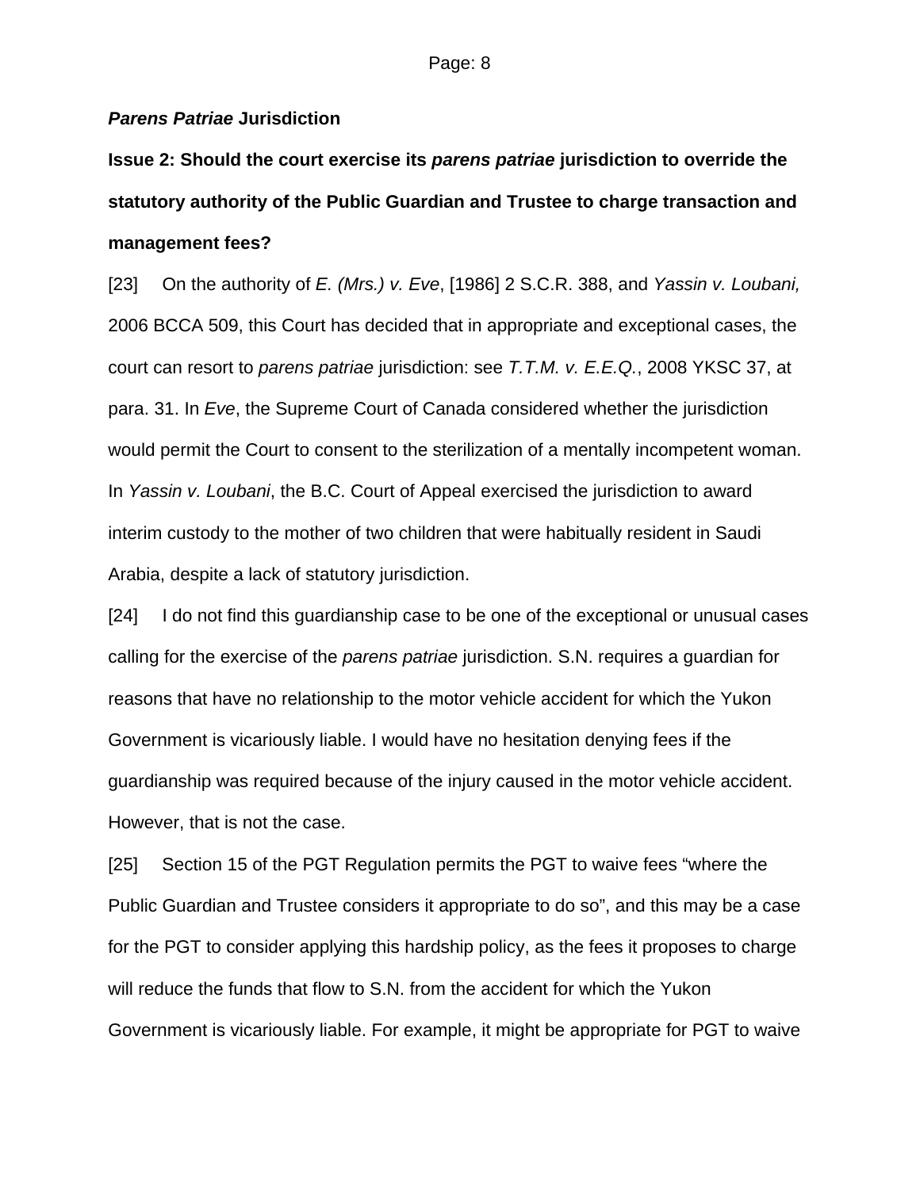***Parens Patriae*** **Jurisdiction**

**Issue 2: Should the court exercise its *parens patriae* jurisdiction to override the statutory authority of the Public Guardian and Trustee to charge transaction and management fees?**

[23] On the authority of *E. (Mrs.) v. Eve*, [1986] 2 S.C.R. 388, and *Yassin v. Loubani,* 2006 BCCA 509, this Court has decided that in appropriate and exceptional cases, the court can resort to *parens patriae* jurisdiction: see *T.T.M. v. E.E.Q.*, 2008 YKSC 37, at para. 31. In *Eve*, the Supreme Court of Canada considered whether the jurisdiction would permit the Court to consent to the sterilization of a mentally incompetent woman. In *Yassin v. Loubani*, the B.C. Court of Appeal exercised the jurisdiction to award interim custody to the mother of two children that were habitually resident in Saudi Arabia, despite a lack of statutory jurisdiction.

[24] I do not find this guardianship case to be one of the exceptional or unusual cases calling for the exercise of the *parens patriae* jurisdiction. S.N. requires a guardian for reasons that have no relationship to the motor vehicle accident for which the Yukon Government is vicariously liable. I would have no hesitation denying fees if the guardianship was required because of the injury caused in the motor vehicle accident. However, that is not the case.

[25] Section 15 of the PGT Regulation permits the PGT to waive fees "where the Public Guardian and Trustee considers it appropriate to do so", and this may be a case for the PGT to consider applying this hardship policy, as the fees it proposes to charge will reduce the funds that flow to S.N. from the accident for which the Yukon Government is vicariously liable. For example, it might be appropriate for PGT to waive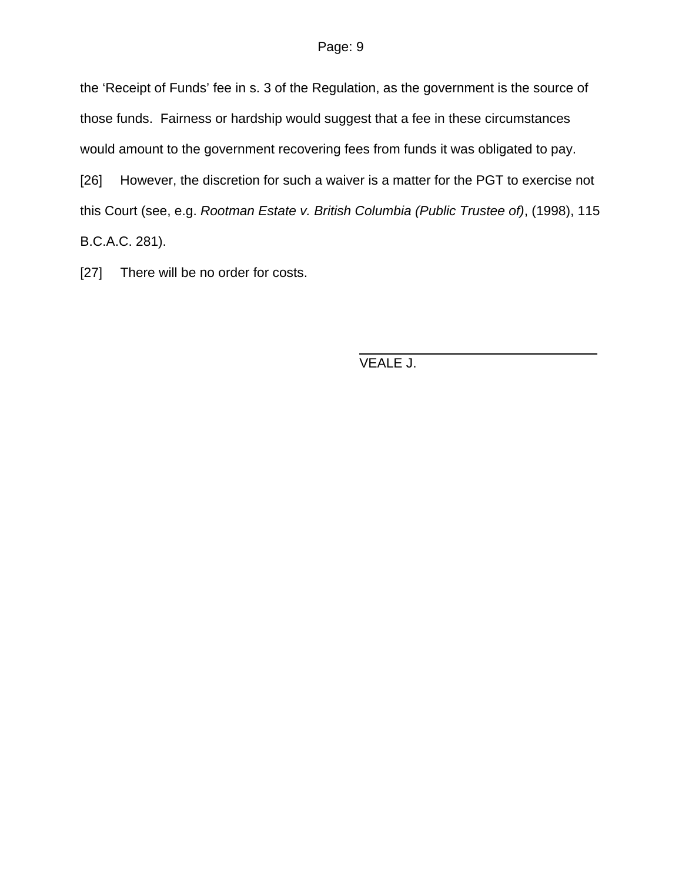the ‘Receipt of Funds’ fee in s. 3 of the Regulation, as the government is the source of those funds. Fairness or hardship would suggest that a fee in these circumstances would amount to the government recovering fees from funds it was obligated to pay.

[26] However, the discretion for such a waiver is a matter for the PGT to exercise not this Court (see, e.g. *Rootman Estate v. British Columbia (Public Trustee of)*, (1998), 115 B.C.A.C. 281).

[27] There will be no order for costs.

VEALE J.